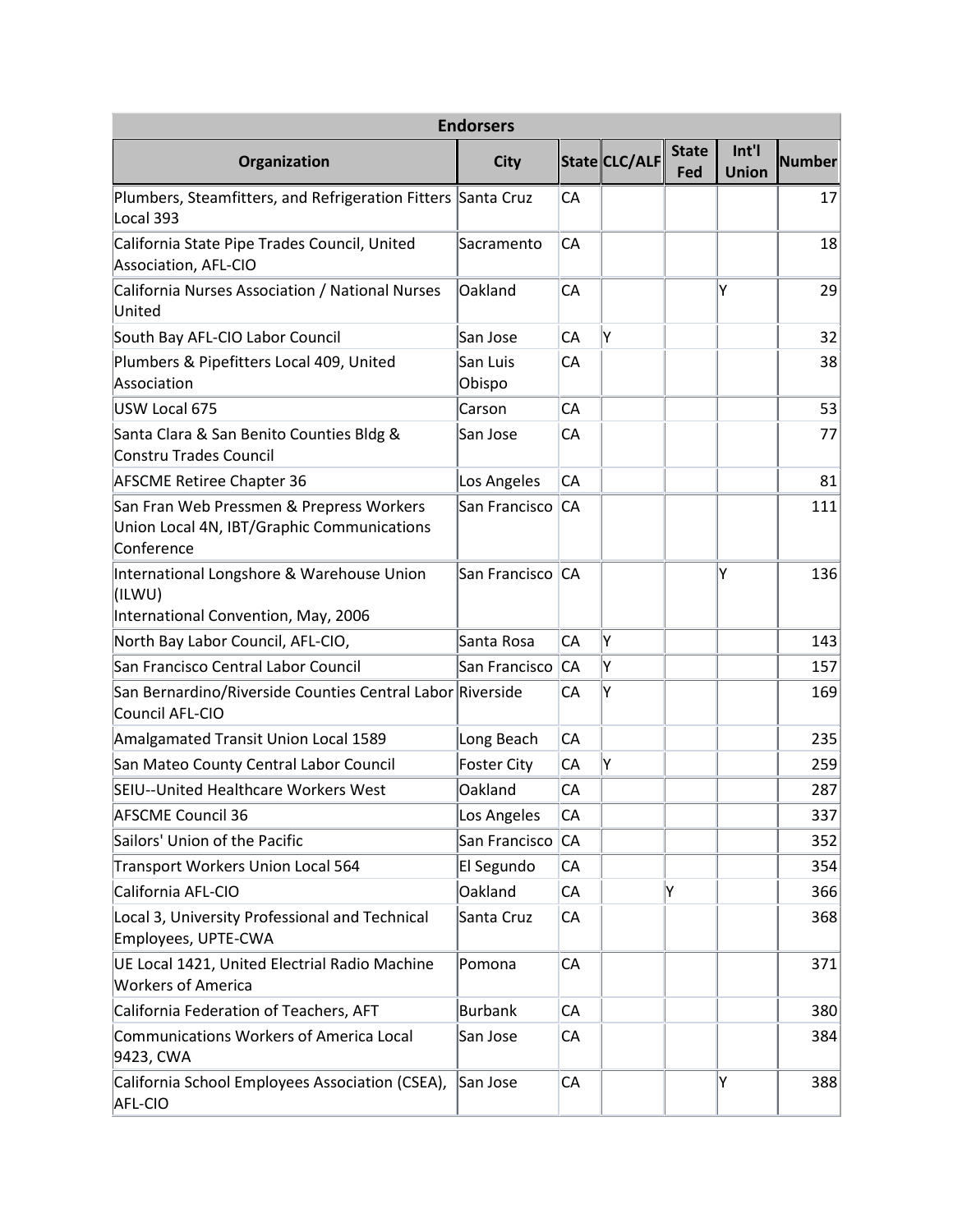| Endorsers | | | | | | |
|---|---|---|---|---|---|---|
| **Organization** | **City** | **State** | **CLC/ALF** | **State Fed** | **Int'l Union** | **Number** |
| Plumbers, Steamfitters, and Refrigeration Fitters Local 393 | Santa Cruz | CA | | | | 17 |
| California State Pipe Trades Council, United Association, AFL-CIO | Sacramento | CA | | | | 18 |
| California Nurses Association / National Nurses United | Oakland | CA | | | Y | 29 |
| South Bay AFL-CIO Labor Council | San Jose | CA | Y | | | 32 |
| Plumbers & Pipefitters Local 409, United Association | San Luis Obispo | CA | | | | 38 |
| USW Local 675 | Carson | CA | | | | 53 |
| Santa Clara & San Benito Counties Bldg & Constru Trades Council | San Jose | CA | | | | 77 |
| AFSCME Retiree Chapter 36 | Los Angeles | CA | | | | 81 |
| San Fran Web Pressmen & Prepress Workers Union Local 4N, IBT/Graphic Communications Conference | San Francisco | CA | | | | 111 |
| International Longshore & Warehouse Union (ILWU) International Convention, May, 2006 | San Francisco | CA | | | Y | 136 |
| North Bay Labor Council, AFL-CIO, | Santa Rosa | CA | Y | | | 143 |
| San Francisco Central Labor Council | San Francisco | CA | Y | | | 157 |
| San Bernardino/Riverside Counties Central Labor Council AFL-CIO | Riverside | CA | Y | | | 169 |
| Amalgamated Transit Union Local 1589 | Long Beach | CA | | | | 235 |
| San Mateo County Central Labor Council | Foster City | CA | Y | | | 259 |
| SEIU--United Healthcare Workers West | Oakland | CA | | | | 287 |
| AFSCME Council 36 | Los Angeles | CA | | | | 337 |
| Sailors' Union of the Pacific | San Francisco | CA | | | | 352 |
| Transport Workers Union Local 564 | El Segundo | CA | | | | 354 |
| California AFL-CIO | Oakland | CA | | Y | | 366 |
| Local 3, University Professional and Technical Employees, UPTE-CWA | Santa Cruz | CA | | | | 368 |
| UE Local 1421, United Electrial Radio Machine Workers of America | Pomona | CA | | | | 371 |
| California Federation of Teachers, AFT | Burbank | CA | | | | 380 |
| Communications Workers of America Local 9423, CWA | San Jose | CA | | | | 384 |
| California School Employees Association (CSEA), AFL-CIO | San Jose | CA | | | Y | 388 |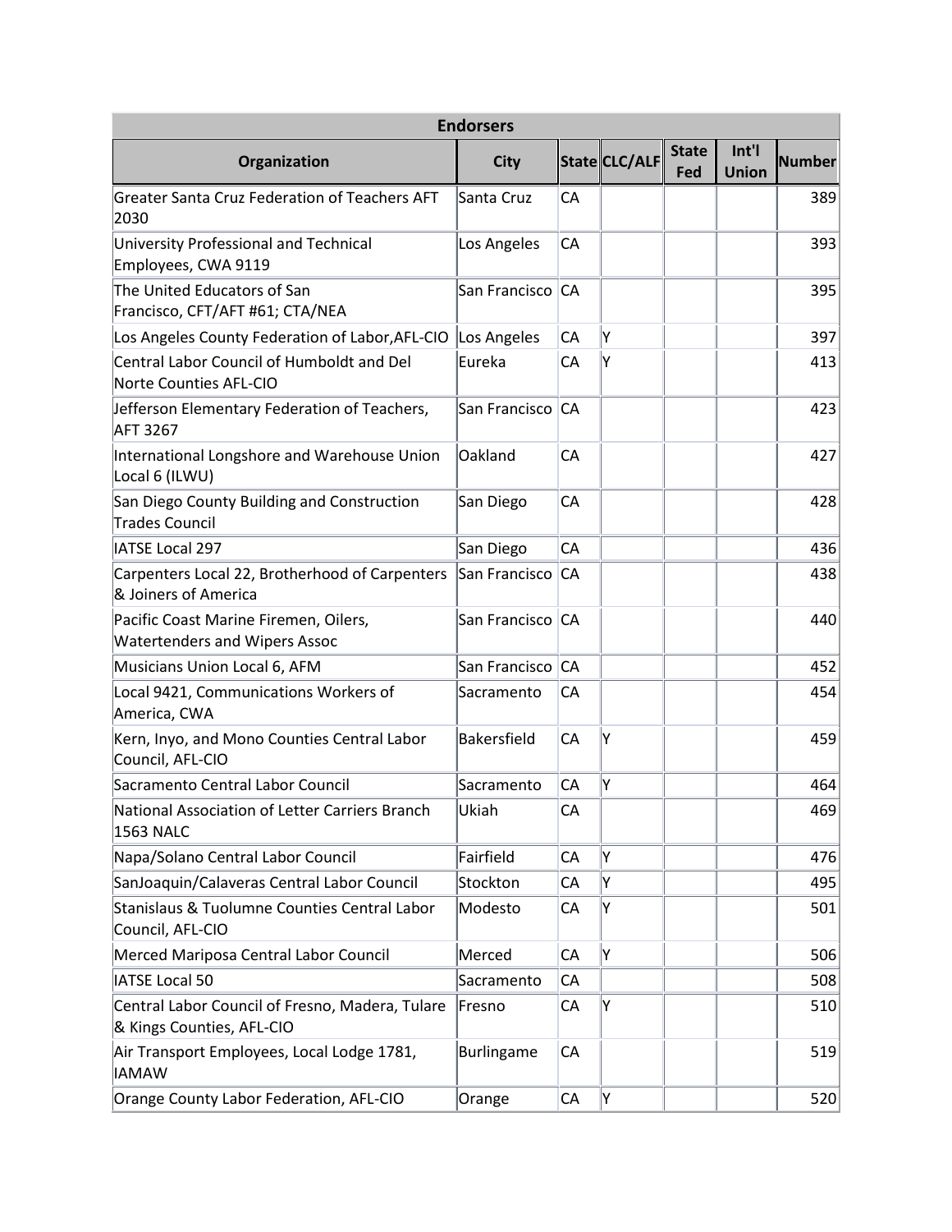| Endorsers | | | | | | |
|---|---|---|---|---|---|---|
| **Organization** | **City** | **State** | **CLC/ALF** | **State Fed** | **Int'l Union** | **Number** |
| Greater Santa Cruz Federation of Teachers AFT 2030 | Santa Cruz | CA | | | | 389 |
| University Professional and Technical Employees, CWA 9119 | Los Angeles | CA | | | | 393 |
| The United Educators of San Francisco, CFT/AFT #61; CTA/NEA | San Francisco | CA | | | | 395 |
| Los Angeles County Federation of Labor,AFL-CIO | Los Angeles | CA | Y | | | 397 |
| Central Labor Council of Humboldt and Del Norte Counties AFL-CIO | Eureka | CA | Y | | | 413 |
| Jefferson Elementary Federation of Teachers, AFT 3267 | San Francisco | CA | | | | 423 |
| International Longshore and Warehouse Union Local 6 (ILWU) | Oakland | CA | | | | 427 |
| San Diego County Building and Construction Trades Council | San Diego | CA | | | | 428 |
| IATSE Local 297 | San Diego | CA | | | | 436 |
| Carpenters Local 22, Brotherhood of Carpenters & Joiners of America | San Francisco | CA | | | | 438 |
| Pacific Coast Marine Firemen, Oilers, Watertenders and Wipers Assoc | San Francisco | CA | | | | 440 |
| Musicians Union Local 6, AFM | San Francisco | CA | | | | 452 |
| Local 9421, Communications Workers of America, CWA | Sacramento | CA | | | | 454 |
| Kern, Inyo, and Mono Counties Central Labor Council, AFL-CIO | Bakersfield | CA | Y | | | 459 |
| Sacramento Central Labor Council | Sacramento | CA | Y | | | 464 |
| National Association of Letter Carriers Branch 1563 NALC | Ukiah | CA | | | | 469 |
| Napa/Solano Central Labor Council | Fairfield | CA | Y | | | 476 |
| SanJoaquin/Calaveras Central Labor Council | Stockton | CA | Y | | | 495 |
| Stanislaus & Tuolumne Counties Central Labor Council, AFL-CIO | Modesto | CA | Y | | | 501 |
| Merced Mariposa Central Labor Council | Merced | CA | Y | | | 506 |
| IATSE Local 50 | Sacramento | CA | | | | 508 |
| Central Labor Council of Fresno, Madera, Tulare & Kings Counties, AFL-CIO | Fresno | CA | Y | | | 510 |
| Air Transport Employees, Local Lodge 1781, IAMAW | Burlingame | CA | | | | 519 |
| Orange County Labor Federation, AFL-CIO | Orange | CA | Y | | | 520 |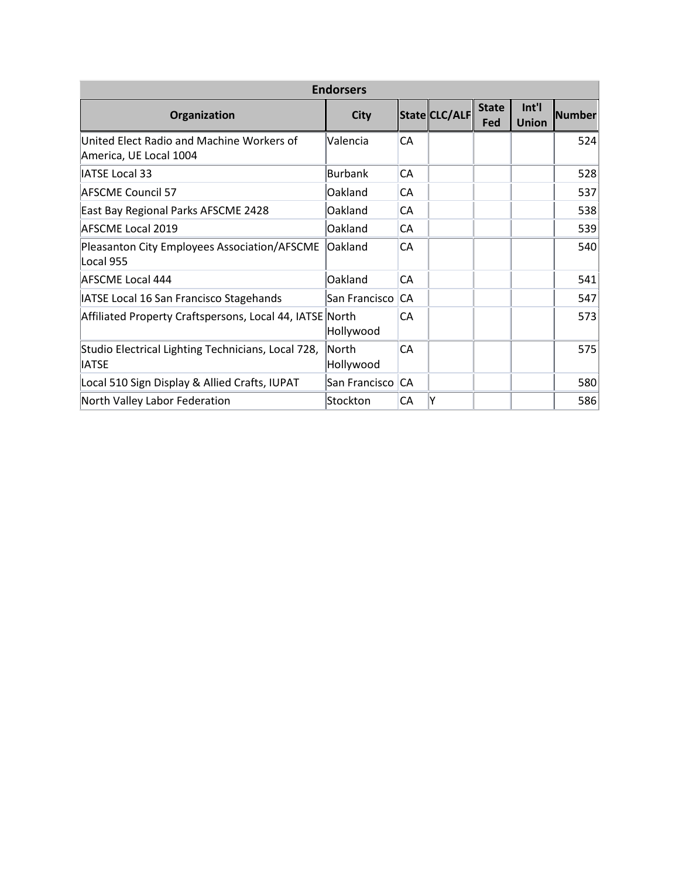| Endorsers | | | | | | |
|---|---|---|---|---|---|---|
| **Organization** | **City** | **State** | **CLC/ALF** | **State Fed** | **Int'l Union** | **Number** |
| United Elect Radio and Machine Workers of America, UE Local 1004 | Valencia | CA | | | | 524 |
| IATSE Local 33 | Burbank | CA | | | | 528 |
| AFSCME Council 57 | Oakland | CA | | | | 537 |
| East Bay Regional Parks AFSCME 2428 | Oakland | CA | | | | 538 |
| AFSCME Local 2019 | Oakland | CA | | | | 539 |
| Pleasanton City Employees Association/AFSCME Local 955 | Oakland | CA | | | | 540 |
| AFSCME Local 444 | Oakland | CA | | | | 541 |
| IATSE Local 16 San Francisco Stagehands | San Francisco | CA | | | | 547 |
| Affiliated Property Craftspersons, Local 44, IATSE | North Hollywood | CA | | | | 573 |
| Studio Electrical Lighting Technicians, Local 728, IATSE | North Hollywood | CA | | | | 575 |
| Local 510 Sign Display & Allied Crafts, IUPAT | San Francisco | CA | | | | 580 |
| North Valley Labor Federation | Stockton | CA | Y | | | 586 |